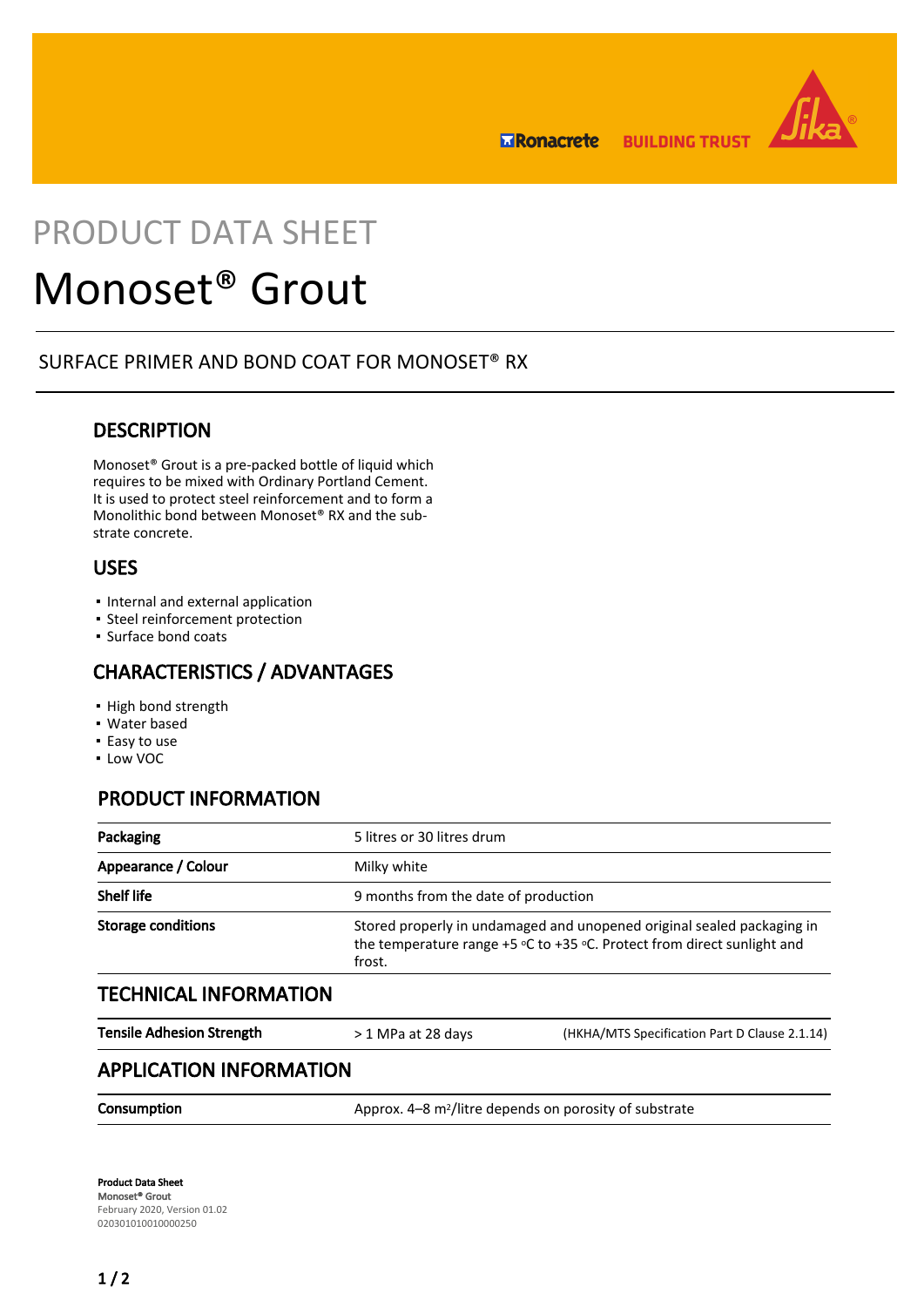PRODUCT DATA SHEET

# Monoset® Grout

SURFACE PRIMER AND BOND COAT FOR MONOSET® RX

## DESCRIPTION

Monoset® Grout is a pre-packed bottle of liquid which requires to be mixed with Ordinary Portland Cement. It is used to protect steel reinforcement and to form a Monolithic bond between Monoset® RX and the sub-strate concrete.

## USES

- Internal and external application
- Steel reinforcement protection
- Surface bond coats

## CHARACTERISTICS / ADVANTAGES

- High bond strength
- Water based
- Easy to use
- Low VOC

## PRODUCT INFORMATION

| | |
|---|---|
| **Packaging** | 5 litres or 30 litres drum |
| **Appearance / Colour** | Milky white |
| **Shelf life** | 9 months from the date of production |
| **Storage conditions** | Stored properly in undamaged and unopened original sealed packaging in the temperature range +5 °C to +35 °C. Protect from direct sunlight and frost. |

## TECHNICAL INFORMATION

| | | |
|---|---|---|
| **Tensile Adhesion Strength** | > 1 MPa at 28 days | (HKHA/MTS Specification Part D Clause 2.1.14) |

## APPLICATION INFORMATION

| | |
|---|---|
| **Consumption** | Approx. 4–8 m²/litre depends on porosity of substrate |

**Product Data Sheet**
**Monoset® Grout**
February 2020, Version 01.02
020301010010000250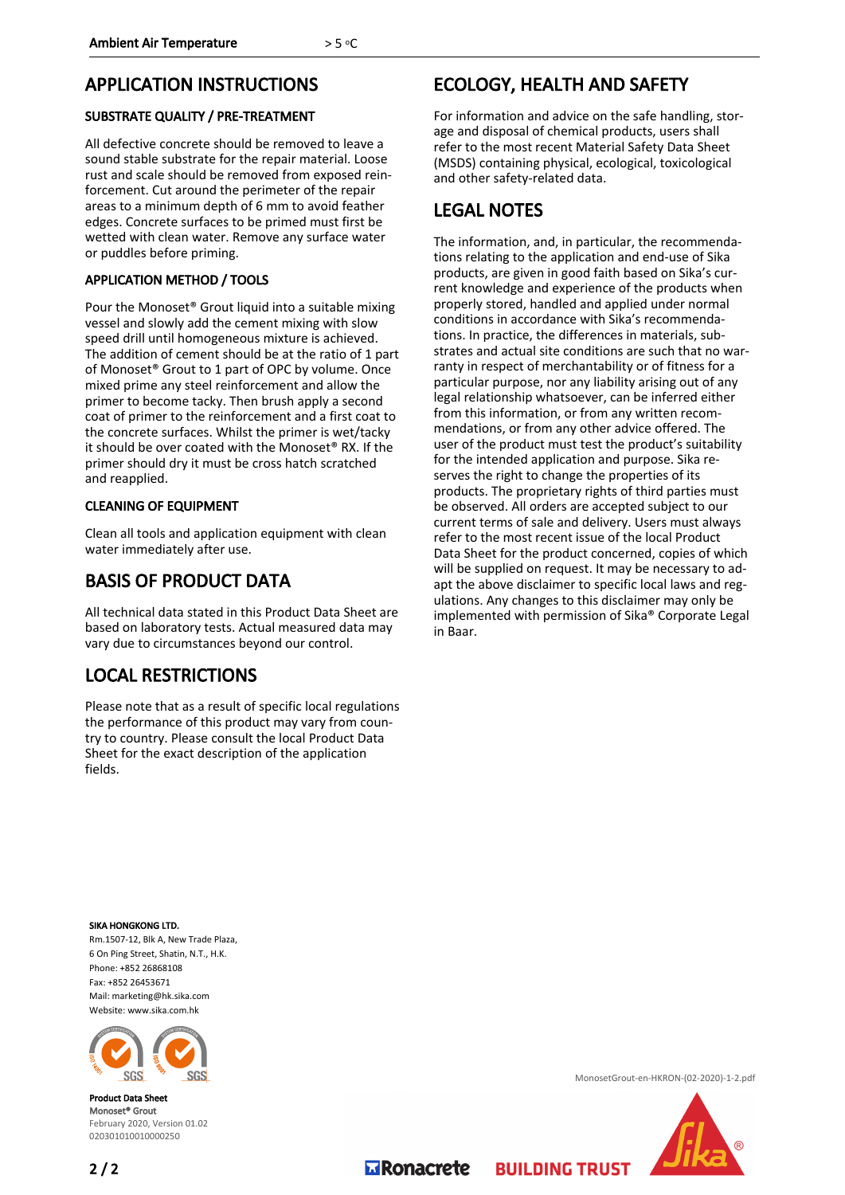| | |
|---|---|
| **Ambient Air Temperature** | > 5 °C |

# APPLICATION INSTRUCTIONS

## SUBSTRATE QUALITY / PRE-TREATMENT

All defective concrete should be removed to leave a sound stable substrate for the repair material. Loose rust and scale should be removed from exposed reinforcement. Cut around the perimeter of the repair areas to a minimum depth of 6 mm to avoid feather edges. Concrete surfaces to be primed must first be wetted with clean water. Remove any surface water or puddles before priming.

## APPLICATION METHOD / TOOLS

Pour the Monoset® Grout liquid into a suitable mixing vessel and slowly add the cement mixing with slow speed drill until homogeneous mixture is achieved. The addition of cement should be at the ratio of 1 part of Monoset® Grout to 1 part of OPC by volume. Once mixed prime any steel reinforcement and allow the primer to become tacky. Then brush apply a second coat of primer to the reinforcement and a first coat to the concrete surfaces. Whilst the primer is wet/tacky it should be over coated with the Monoset® RX. If the primer should dry it must be cross hatch scratched and reapplied.

## CLEANING OF EQUIPMENT

Clean all tools and application equipment with clean water immediately after use.

# BASIS OF PRODUCT DATA

All technical data stated in this Product Data Sheet are based on laboratory tests. Actual measured data may vary due to circumstances beyond our control.

# LOCAL RESTRICTIONS

Please note that as a result of specific local regulations the performance of this product may vary from country to country. Please consult the local Product Data Sheet for the exact description of the application fields.

# ECOLOGY, HEALTH AND SAFETY

For information and advice on the safe handling, storage and disposal of chemical products, users shall refer to the most recent Material Safety Data Sheet (MSDS) containing physical, ecological, toxicological and other safety-related data.

# LEGAL NOTES

The information, and, in particular, the recommendations relating to the application and end-use of Sika products, are given in good faith based on Sika's current knowledge and experience of the products when properly stored, handled and applied under normal conditions in accordance with Sika's recommendations. In practice, the differences in materials, substrates and actual site conditions are such that no warranty in respect of merchantability or of fitness for a particular purpose, nor any liability arising out of any legal relationship whatsoever, can be inferred either from this information, or from any written recommendations, or from any other advice offered. The user of the product must test the product's suitability for the intended application and purpose. Sika reserves the right to change the properties of its products. The proprietary rights of third parties must be observed. All orders are accepted subject to our current terms of sale and delivery. Users must always refer to the most recent issue of the local Product Data Sheet for the product concerned, copies of which will be supplied on request. It may be necessary to adapt the above disclaimer to specific local laws and regulations. Any changes to this disclaimer may only be implemented with permission of Sika® Corporate Legal in Baar.

**SIKA HONGKONG LTD.**
Rm.1507-12, Blk A, New Trade Plaza,
6 On Ping Street, Shatin, N.T., H.K.
Phone: +852 26868108
Fax: +852 26453671
Mail: marketing@hk.sika.com
Website: www.sika.com.hk

**Product Data Sheet**
**Monoset® Grout**
February 2020, Version 01.02
020301010010000250

MonosetGrout-en-HKRON-(02-2020)-1-2.pdf